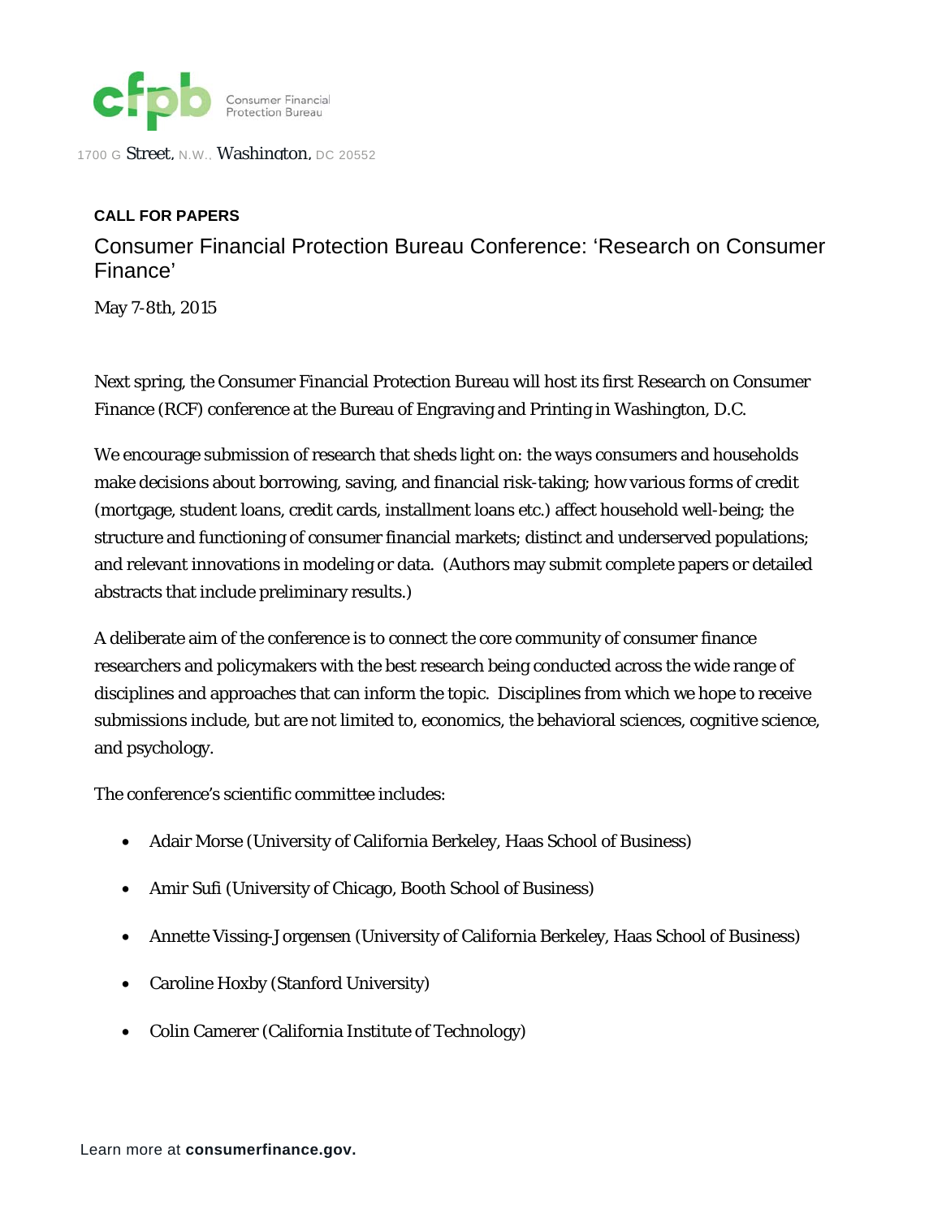1700 G Street, N.W., Washington, DC 20552

**CALL FOR PAPERS**

# Consumer Financial Protection Bureau Conference: 'Research on Consumer Finance'

May 7-8th, 2015

Next spring, the Consumer Financial Protection Bureau will host its first Research on Consumer Finance (RCF) conference at the Bureau of Engraving and Printing in Washington, D.C.

We encourage submission of research that sheds light on: the ways consumers and households make decisions about borrowing, saving, and financial risk-taking; how various forms of credit (mortgage, student loans, credit cards, installment loans etc.) affect household well-being; the structure and functioning of consumer financial markets; distinct and underserved populations; and relevant innovations in modeling or data. (Authors may submit complete papers or detailed abstracts that include preliminary results.)

A deliberate aim of the conference is to connect the core community of consumer finance researchers and policymakers with the best research being conducted across the wide range of disciplines and approaches that can inform the topic. Disciplines from which we hope to receive submissions include, but are not limited to, economics, the behavioral sciences, cognitive science, and psychology.

The conference's scientific committee includes:

- Adair Morse (University of California Berkeley, Haas School of Business)
- Amir Sufi (University of Chicago, Booth School of Business)
- Annette Vissing-Jorgensen (University of California Berkeley, Haas School of Business)
- Caroline Hoxby (Stanford University)
- Colin Camerer (California Institute of Technology)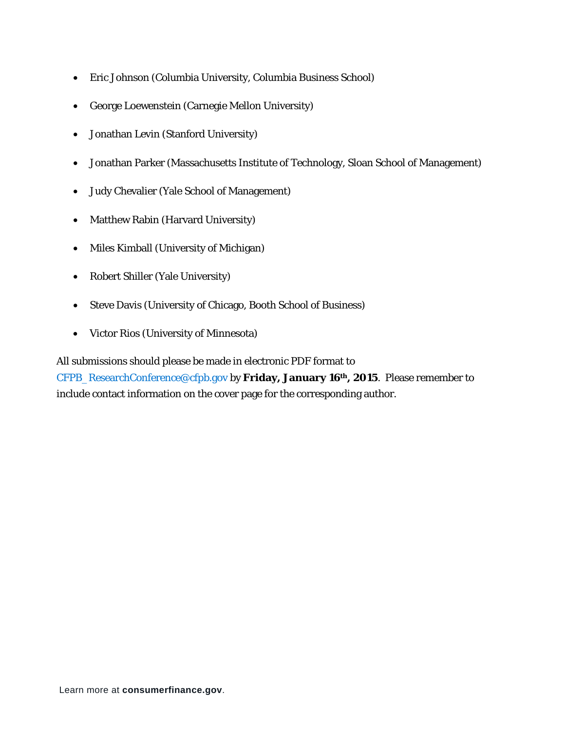- Eric Johnson (Columbia University, Columbia Business School)
- George Loewenstein (Carnegie Mellon University)
- Jonathan Levin (Stanford University)
- Jonathan Parker (Massachusetts Institute of Technology, Sloan School of Management)
- Judy Chevalier (Yale School of Management)
- Matthew Rabin (Harvard University)
- Miles Kimball (University of Michigan)
- Robert Shiller (Yale University)
- Steve Davis (University of Chicago, Booth School of Business)
- Victor Rios (University of Minnesota)

All submissions should please be made in electronic PDF format to CFPB_ResearchConference@cfpb.gov by **Friday, January 16th, 2015**. Please remember to include contact information on the cover page for the corresponding author.

Learn more at **consumerfinance.gov**.